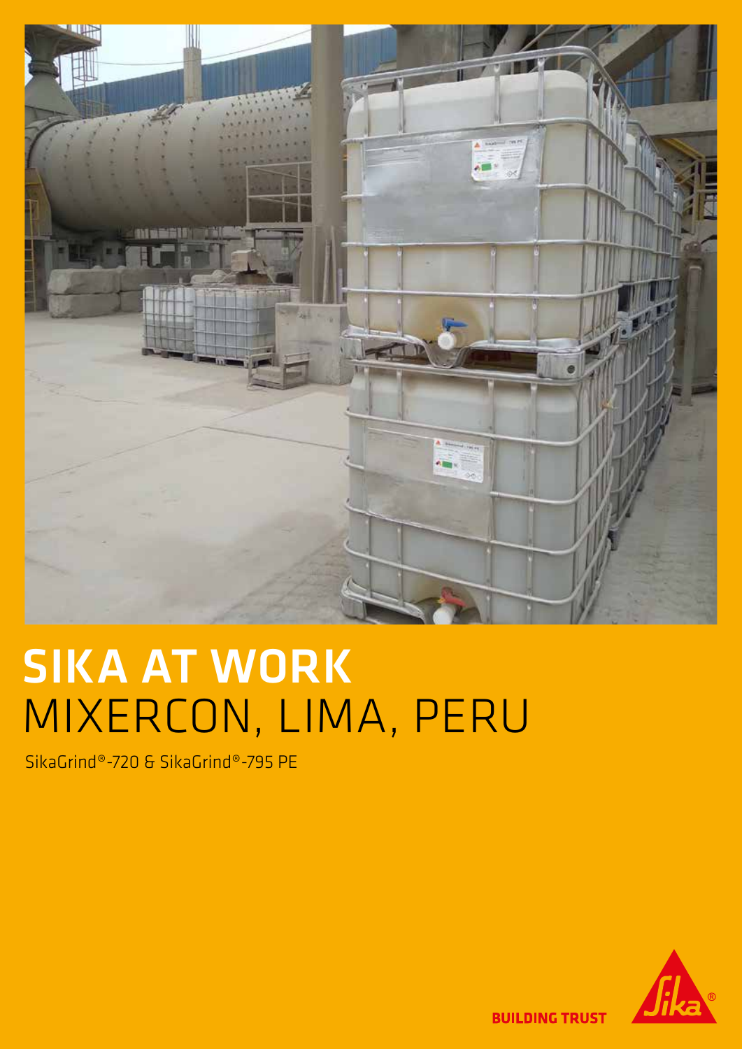# SIKA AT WORK
## MIXERCON, LIMA, PERU

SikaGrind®-720 & SikaGrind®-795 PE

BUILDING TRUST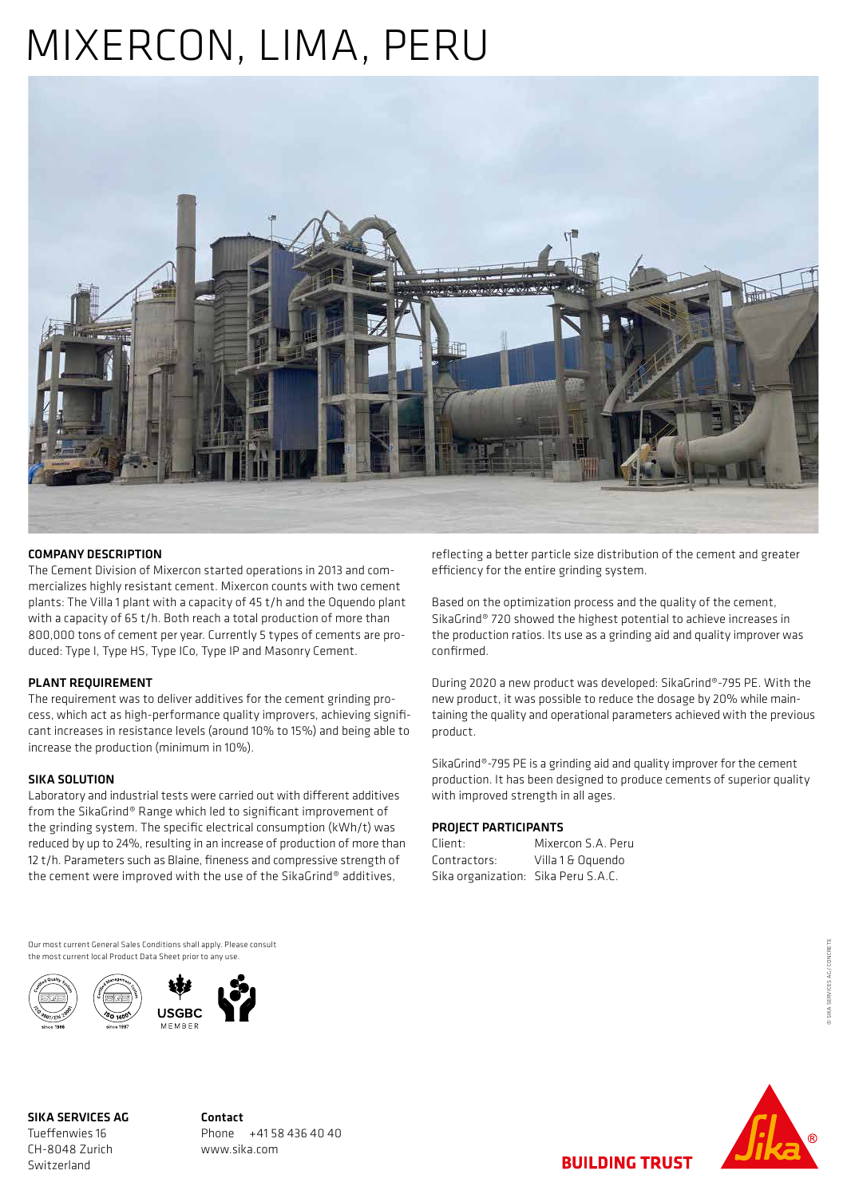# MIXERCON, LIMA, PERU

## COMPANY DESCRIPTION

The Cement Division of Mixercon started operations in 2013 and commercializes highly resistant cement. Mixercon counts with two cement plants: The Villa 1 plant with a capacity of 45 t/h and the Oquendo plant with a capacity of 65 t/h. Both reach a total production of more than 800,000 tons of cement per year. Currently 5 types of cements are produced: Type I, Type HS, Type ICo, Type IP and Masonry Cement.

## PLANT REQUIREMENT

The requirement was to deliver additives for the cement grinding process, which act as high-performance quality improvers, achieving significant increases in resistance levels (around 10% to 15%) and being able to increase the production (minimum in 10%).

## SIKA SOLUTION

Laboratory and industrial tests were carried out with different additives from the SikaGrind® Range which led to significant improvement of the grinding system. The specific electrical consumption (kWh/t) was reduced by up to 24%, resulting in an increase of production of more than 12 t/h. Parameters such as Blaine, fineness and compressive strength of the cement were improved with the use of the SikaGrind® additives, reflecting a better particle size distribution of the cement and greater efficiency for the entire grinding system.

Based on the optimization process and the quality of the cement, SikaGrind® 720 showed the highest potential to achieve increases in the production ratios. Its use as a grinding aid and quality improver was confirmed.

During 2020 a new product was developed: SikaGrind®-795 PE. With the new product, it was possible to reduce the dosage by 20% while maintaining the quality and operational parameters achieved with the previous product.

SikaGrind®-795 PE is a grinding aid and quality improver for the cement production. It has been designed to produce cements of superior quality with improved strength in all ages.

## PROJECT PARTICIPANTS

| | |
|---|---|
| Client: | Mixercon S.A. Peru |
| Contractors: | Villa 1 & Oquendo |
| Sika organization: | Sika Peru S.A.C. |

Our most current General Sales Conditions shall apply. Please consult the most current local Product Data Sheet prior to any use.

**SIKA SERVICES AG**
Tueffenwies 16
CH-8048 Zurich
Switzerland

**Contact**
Phone +41 58 436 40 40
www.sika.com

**BUILDING TRUST**